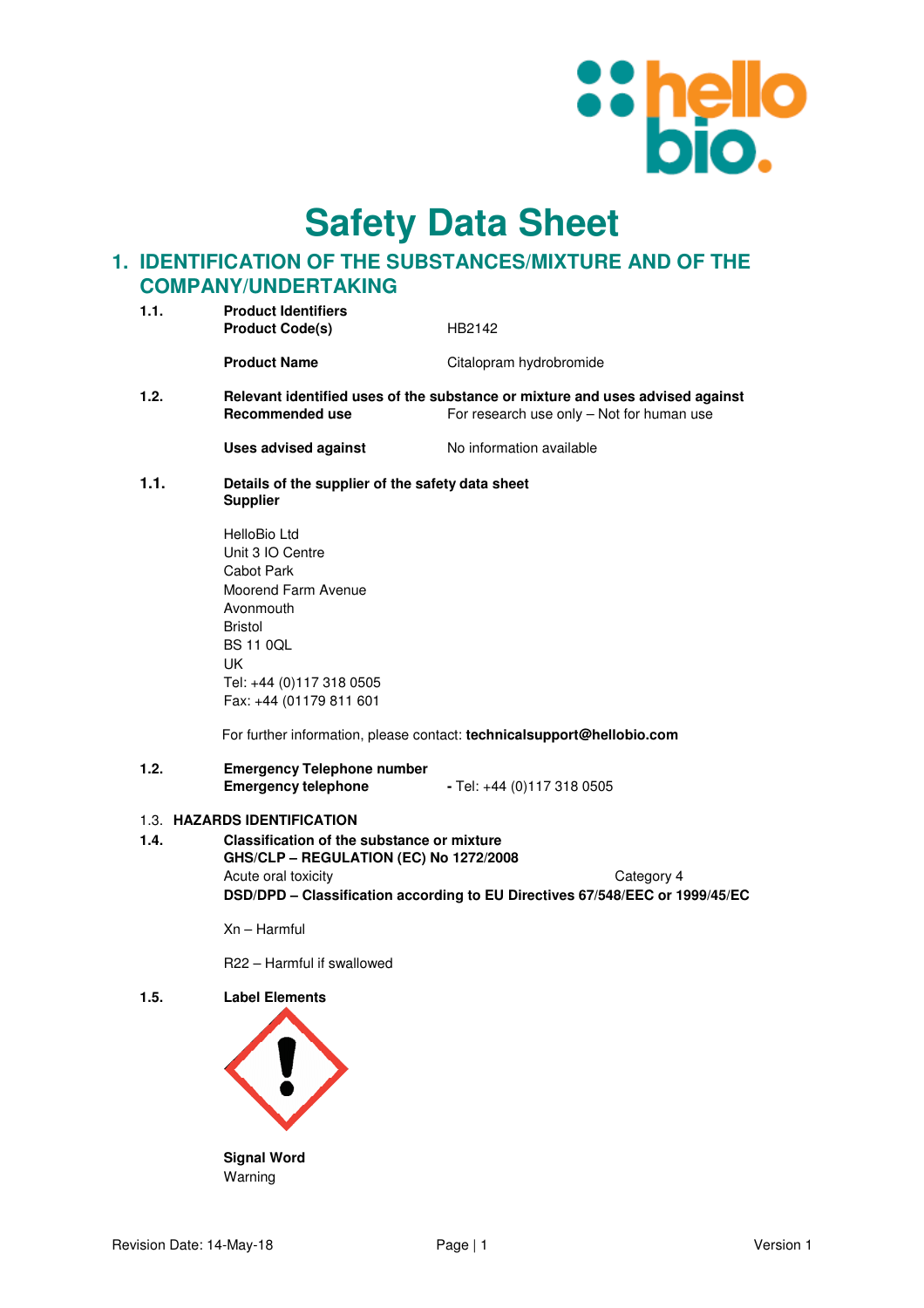# Safety Data Sheet

## 1. IDENTIFICATION OF THE SUBSTANCES/MIXTURE AND OF THE COMPANY/UNDERTAKING

**1.1. Product Identifiers**

**Product Code(s)** HB2142

**Product Name** Citalopram hydrobromide

**1.2. Relevant identified uses of the substance or mixture and uses advised against**

**Recommended use** For research use only – Not for human use

**Uses advised against** No information available

**1.1. Details of the supplier of the safety data sheet**

**Supplier**

HelloBio Ltd
Unit 3 IO Centre
Cabot Park
Moorend Farm Avenue
Avonmouth
Bristol
BS 11 0QL
UK
Tel: +44 (0)117 318 0505
Fax: +44 (01179 811 601

For further information, please contact: **technicalsupport@hellobio.com**

**1.2. Emergency Telephone number**

**Emergency telephone** - Tel: +44 (0)117 318 0505

1.3. **HAZARDS IDENTIFICATION**

**1.4. Classification of the substance or mixture**

**GHS/CLP – REGULATION (EC) No 1272/2008**

Acute oral toxicity Category 4

**DSD/DPD – Classification according to EU Directives 67/548/EEC or 1999/45/EC**

Xn – Harmful

R22 – Harmful if swallowed

**1.5. Label Elements**

**Signal Word**
Warning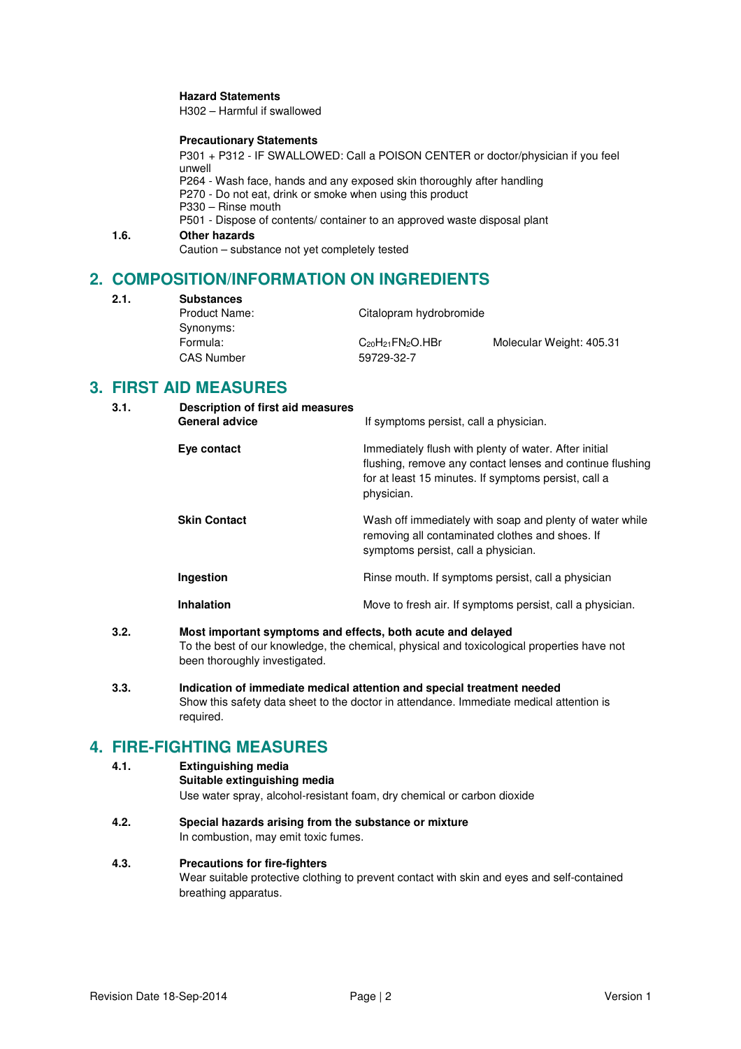**Hazard Statements**
H302 – Harmful if swallowed

**Precautionary Statements**
P301 + P312 - IF SWALLOWED: Call a POISON CENTER or doctor/physician if you feel unwell
P264 - Wash face, hands and any exposed skin thoroughly after handling
P270 - Do not eat, drink or smoke when using this product
P330 – Rinse mouth
P501 - Dispose of contents/ container to an approved waste disposal plant

### 1.6. Other hazards

Caution – substance not yet completely tested

## 2. COMPOSITION/INFORMATION ON INGREDIENTS

### 2.1. Substances

| | | |
|---|---|---|
| Product Name: | Citalopram hydrobromide | |
| Synonyms: | | |
| Formula: | $C_{20}H_{21}FN_2O.HBr$ | Molecular Weight: 405.31 |
| CAS Number | 59729-32-7 | |

## 3. FIRST AID MEASURES

### 3.1. Description of first aid measures

| | |
|---|---|
| **General advice** | If symptoms persist, call a physician. |
| **Eye contact** | Immediately flush with plenty of water. After initial flushing, remove any contact lenses and continue flushing for at least 15 minutes. If symptoms persist, call a physician. |
| **Skin Contact** | Wash off immediately with soap and plenty of water while removing all contaminated clothes and shoes. If symptoms persist, call a physician. |
| **Ingestion** | Rinse mouth. If symptoms persist, call a physician |
| **Inhalation** | Move to fresh air. If symptoms persist, call a physician. |

### 3.2. Most important symptoms and effects, both acute and delayed

To the best of our knowledge, the chemical, physical and toxicological properties have not been thoroughly investigated.

### 3.3. Indication of immediate medical attention and special treatment needed

Show this safety data sheet to the doctor in attendance. Immediate medical attention is required.

## 4. FIRE-FIGHTING MEASURES

### 4.1. Extinguishing media

**Suitable extinguishing media**
Use water spray, alcohol-resistant foam, dry chemical or carbon dioxide

### 4.2. Special hazards arising from the substance or mixture

In combustion, may emit toxic fumes.

### 4.3. Precautions for fire-fighters

Wear suitable protective clothing to prevent contact with skin and eyes and self-contained breathing apparatus.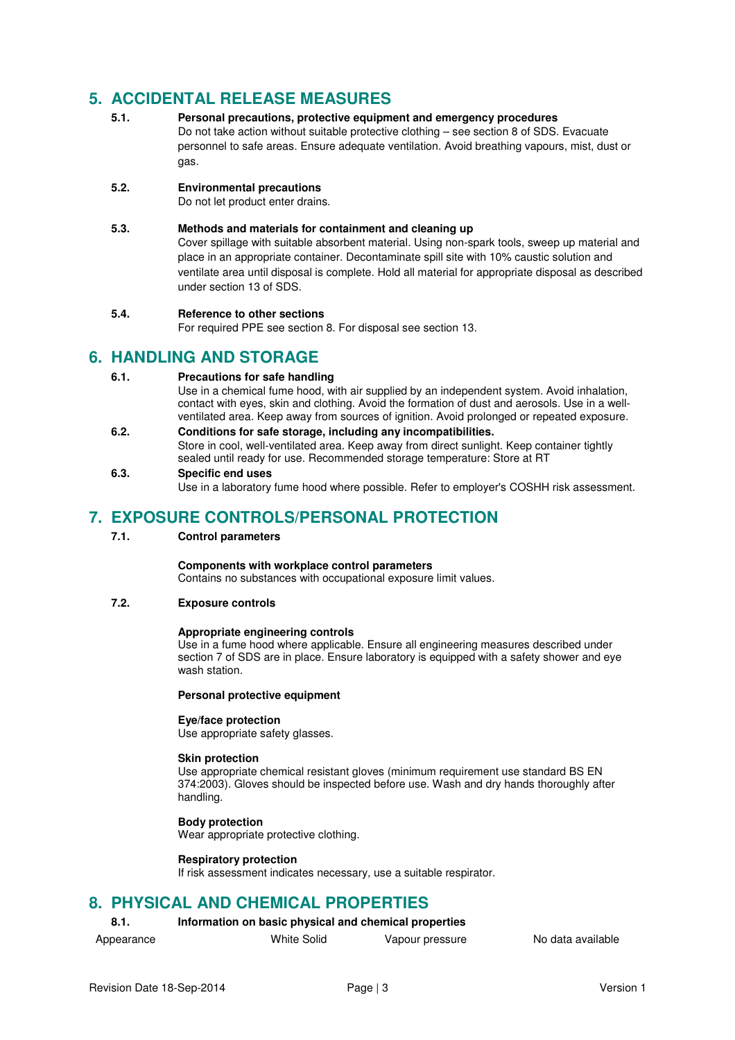## 5. ACCIDENTAL RELEASE MEASURES

**5.1. Personal precautions, protective equipment and emergency procedures**

Do not take action without suitable protective clothing – see section 8 of SDS. Evacuate personnel to safe areas. Ensure adequate ventilation. Avoid breathing vapours, mist, dust or gas.

**5.2. Environmental precautions**

Do not let product enter drains.

**5.3. Methods and materials for containment and cleaning up**

Cover spillage with suitable absorbent material. Using non-spark tools, sweep up material and place in an appropriate container. Decontaminate spill site with 10% caustic solution and ventilate area until disposal is complete. Hold all material for appropriate disposal as described under section 13 of SDS.

**5.4. Reference to other sections**

For required PPE see section 8. For disposal see section 13.

## 6. HANDLING AND STORAGE

**6.1. Precautions for safe handling**

Use in a chemical fume hood, with air supplied by an independent system. Avoid inhalation, contact with eyes, skin and clothing. Avoid the formation of dust and aerosols. Use in a well-ventilated area. Keep away from sources of ignition. Avoid prolonged or repeated exposure.

**6.2. Conditions for safe storage, including any incompatibilities.**

Store in cool, well-ventilated area. Keep away from direct sunlight. Keep container tightly sealed until ready for use. Recommended storage temperature: Store at RT

**6.3. Specific end uses**

Use in a laboratory fume hood where possible. Refer to employer's COSHH risk assessment.

## 7. EXPOSURE CONTROLS/PERSONAL PROTECTION

**7.1. Control parameters**

**Components with workplace control parameters**

Contains no substances with occupational exposure limit values.

**7.2. Exposure controls**

**Appropriate engineering controls**

Use in a fume hood where applicable. Ensure all engineering measures described under section 7 of SDS are in place. Ensure laboratory is equipped with a safety shower and eye wash station.

**Personal protective equipment**

**Eye/face protection**

Use appropriate safety glasses.

**Skin protection**

Use appropriate chemical resistant gloves (minimum requirement use standard BS EN 374:2003). Gloves should be inspected before use. Wash and dry hands thoroughly after handling.

**Body protection**

Wear appropriate protective clothing.

**Respiratory protection**

If risk assessment indicates necessary, use a suitable respirator.

## 8. PHYSICAL AND CHEMICAL PROPERTIES

**8.1. Information on basic physical and chemical properties**

| Appearance | White Solid | Vapour pressure | No data available |
|---|---|---|---|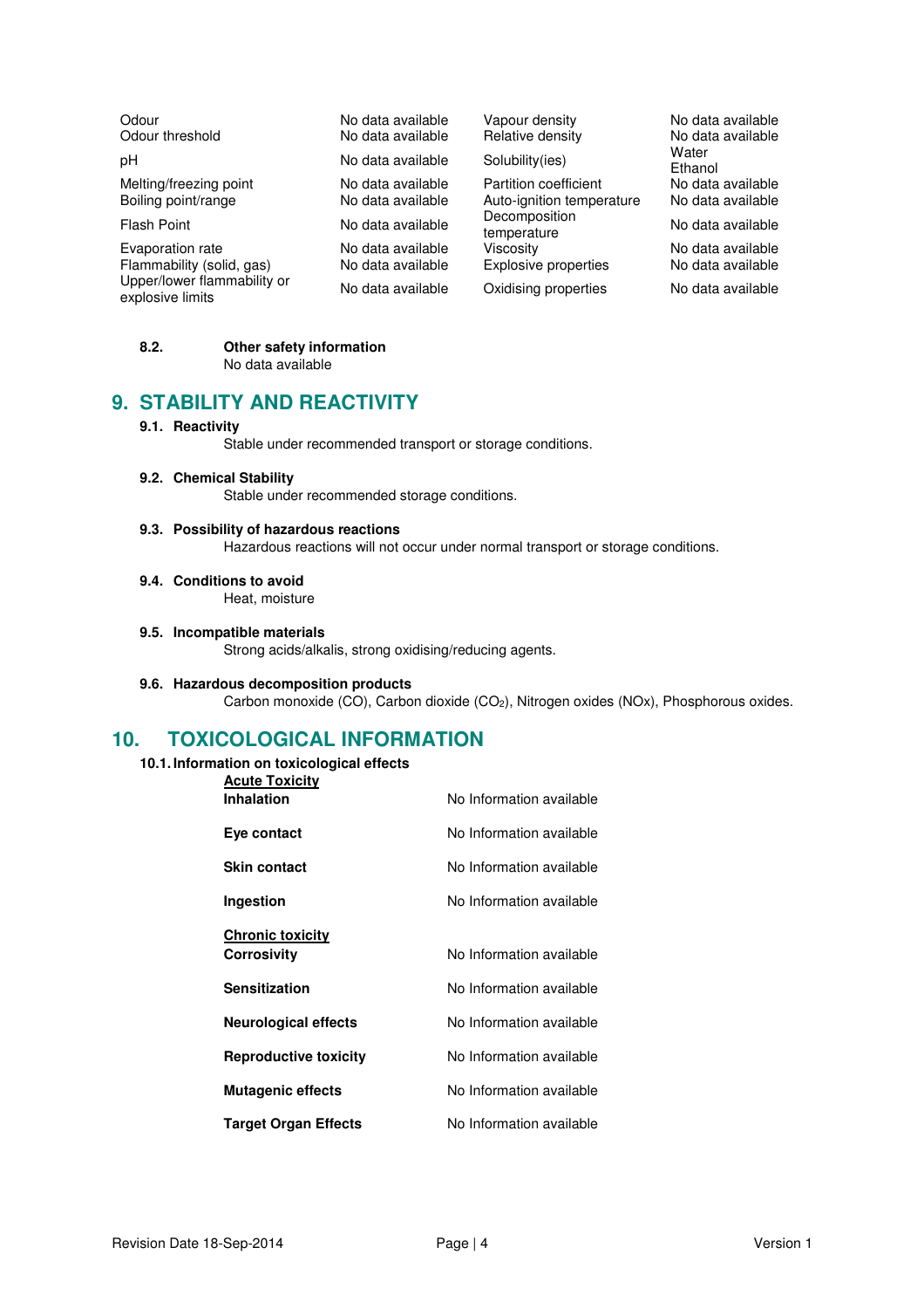| | | | |
|---|---|---|---|
| Odour | No data available | Vapour density | No data available |
| Odour threshold | No data available | Relative density | No data available |
| pH | No data available | Solubility(ies) | Water<br>Ethanol |
| Melting/freezing point | No data available | Partition coefficient | No data available |
| Boiling point/range | No data available | Auto-ignition temperature | No data available |
| Flash Point | No data available | Decomposition temperature | No data available |
| Evaporation rate | No data available | Viscosity | No data available |
| Flammability (solid, gas) | No data available | Explosive properties | No data available |
| Upper/lower flammability or explosive limits | No data available | Oxidising properties | No data available |

**8.2. Other safety information**

No data available

## 9. STABILITY AND REACTIVITY

**9.1. Reactivity**

Stable under recommended transport or storage conditions.

**9.2. Chemical Stability**

Stable under recommended storage conditions.

**9.3. Possibility of hazardous reactions**

Hazardous reactions will not occur under normal transport or storage conditions.

**9.4. Conditions to avoid**

Heat, moisture

**9.5. Incompatible materials**

Strong acids/alkalis, strong oxidising/reducing agents.

**9.6. Hazardous decomposition products**

Carbon monoxide (CO), Carbon dioxide ($CO_2$), Nitrogen oxides (NOx), Phosphorous oxides.

## 10. TOXICOLOGICAL INFORMATION

**10.1. Information on toxicological effects**

**Acute Toxicity**

| | |
|---|---|
| **Inhalation** | No Information available |
| **Eye contact** | No Information available |
| **Skin contact** | No Information available |
| **Ingestion** | No Information available |

**Chronic toxicity**

| | |
|---|---|
| **Corrosivity** | No Information available |
| **Sensitization** | No Information available |
| **Neurological effects** | No Information available |
| **Reproductive toxicity** | No Information available |
| **Mutagenic effects** | No Information available |
| **Target Organ Effects** | No Information available |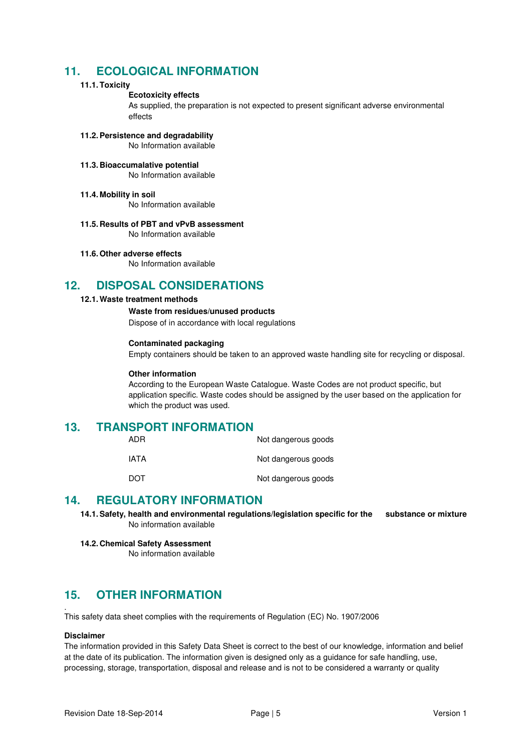## 11. ECOLOGICAL INFORMATION

### 11.1. Toxicity

**Ecotoxicity effects**

As supplied, the preparation is not expected to present significant adverse environmental effects

### 11.2. Persistence and degradability

No Information available

### 11.3. Bioaccumalative potential

No Information available

### 11.4. Mobility in soil

No Information available

### 11.5. Results of PBT and vPvB assessment

No Information available

### 11.6. Other adverse effects

No Information available

## 12. DISPOSAL CONSIDERATIONS

### 12.1. Waste treatment methods

**Waste from residues/unused products**

Dispose of in accordance with local regulations

**Contaminated packaging**

Empty containers should be taken to an approved waste handling site for recycling or disposal.

**Other information**

According to the European Waste Catalogue. Waste Codes are not product specific, but application specific. Waste codes should be assigned by the user based on the application for which the product was used.

## 13. TRANSPORT INFORMATION

| | |
|---|---|
| ADR | Not dangerous goods |
| IATA | Not dangerous goods |
| DOT | Not dangerous goods |

## 14. REGULATORY INFORMATION

### 14.1. Safety, health and environmental regulations/legislation specific for the substance or mixture

No information available

### 14.2. Chemical Safety Assessment

No information available

## 15. OTHER INFORMATION

.
This safety data sheet complies with the requirements of Regulation (EC) No. 1907/2006

**Disclaimer**

The information provided in this Safety Data Sheet is correct to the best of our knowledge, information and belief at the date of its publication. The information given is designed only as a guidance for safe handling, use, processing, storage, transportation, disposal and release and is not to be considered a warranty or quality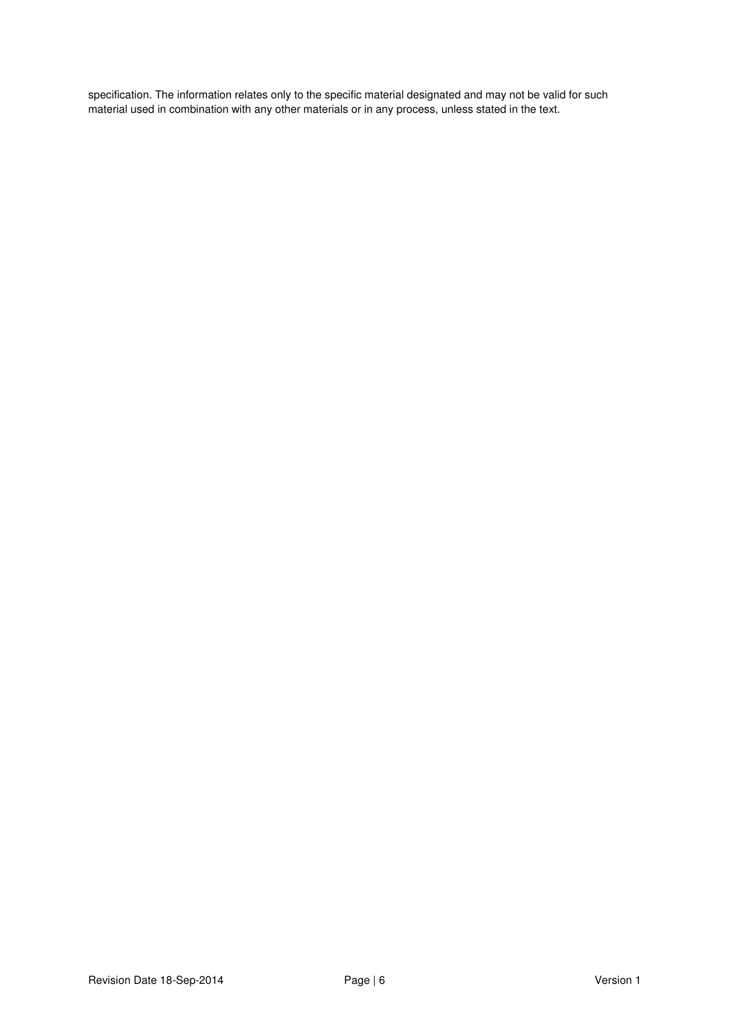specification. The information relates only to the specific material designated and may not be valid for such material used in combination with any other materials or in any process, unless stated in the text.